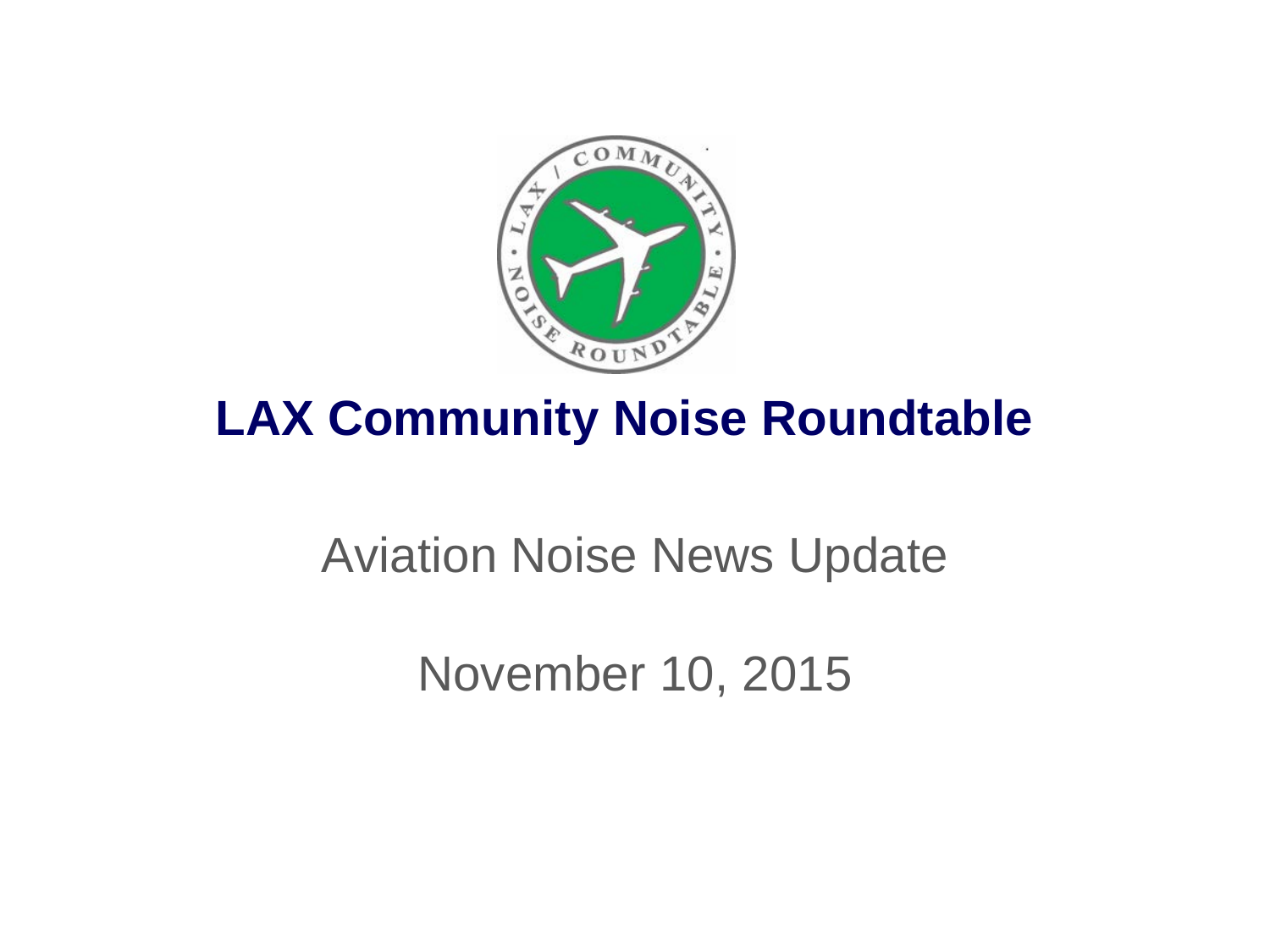# LAX Community Noise Roundtable

Aviation Noise News Update

November 10, 2015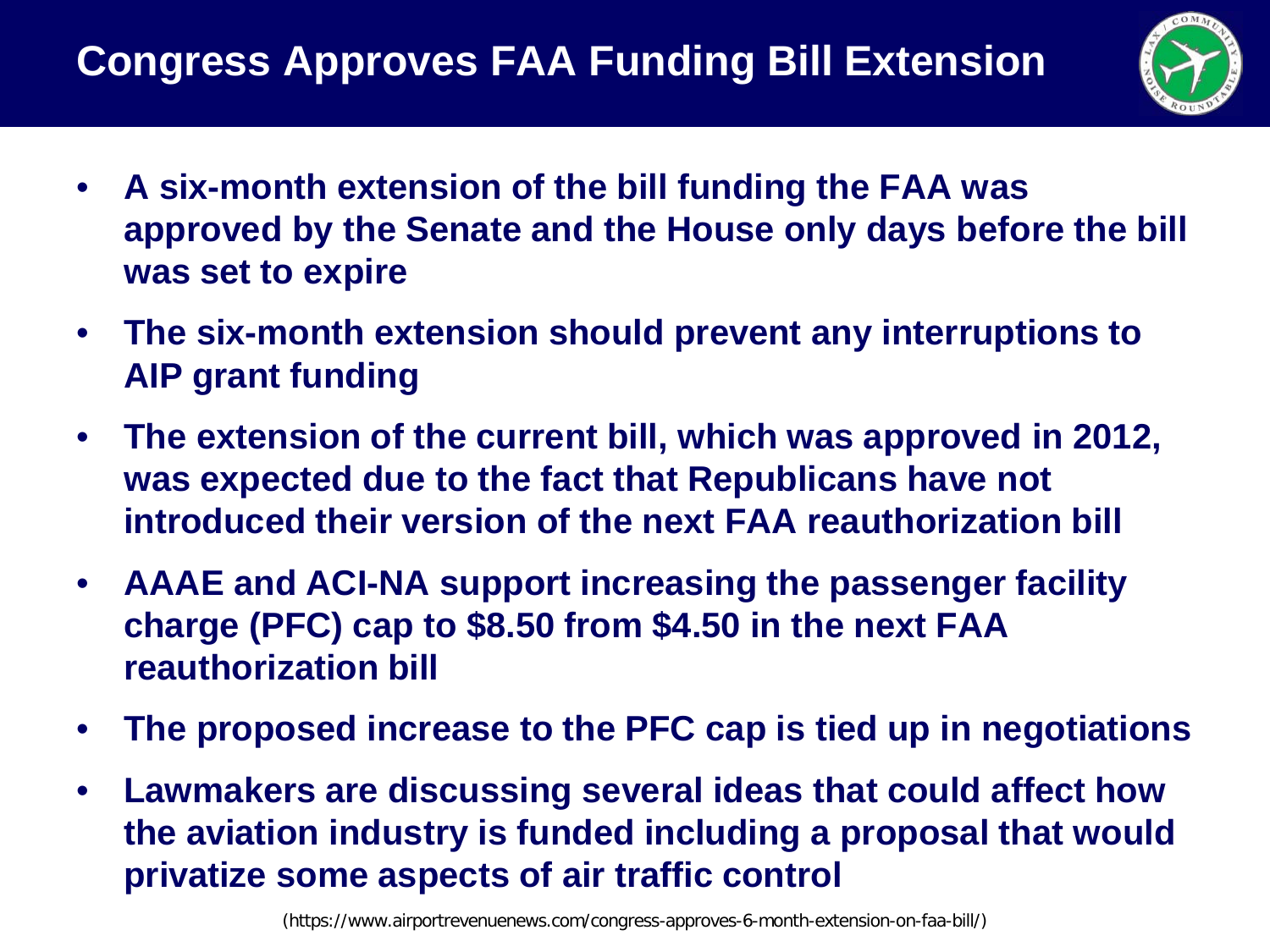# Congress Approves FAA Funding Bill Extension

- **A six-month extension of the bill funding the FAA was approved by the Senate and the House only days before the bill was set to expire**
- **The six-month extension should prevent any interruptions to AIP grant funding**
- **The extension of the current bill, which was approved in 2012, was expected due to the fact that Republicans have not introduced their version of the next FAA reauthorization bill**
- **AAAE and ACI-NA support increasing the passenger facility charge (PFC) cap to $8.50 from $4.50 in the next FAA reauthorization bill**
- **The proposed increase to the PFC cap is tied up in negotiations**
- **Lawmakers are discussing several ideas that could affect how the aviation industry is funded including a proposal that would privatize some aspects of air traffic control**

(https://www.airportrevenuenews.com/congress-approves-6-month-extension-on-faa-bill/)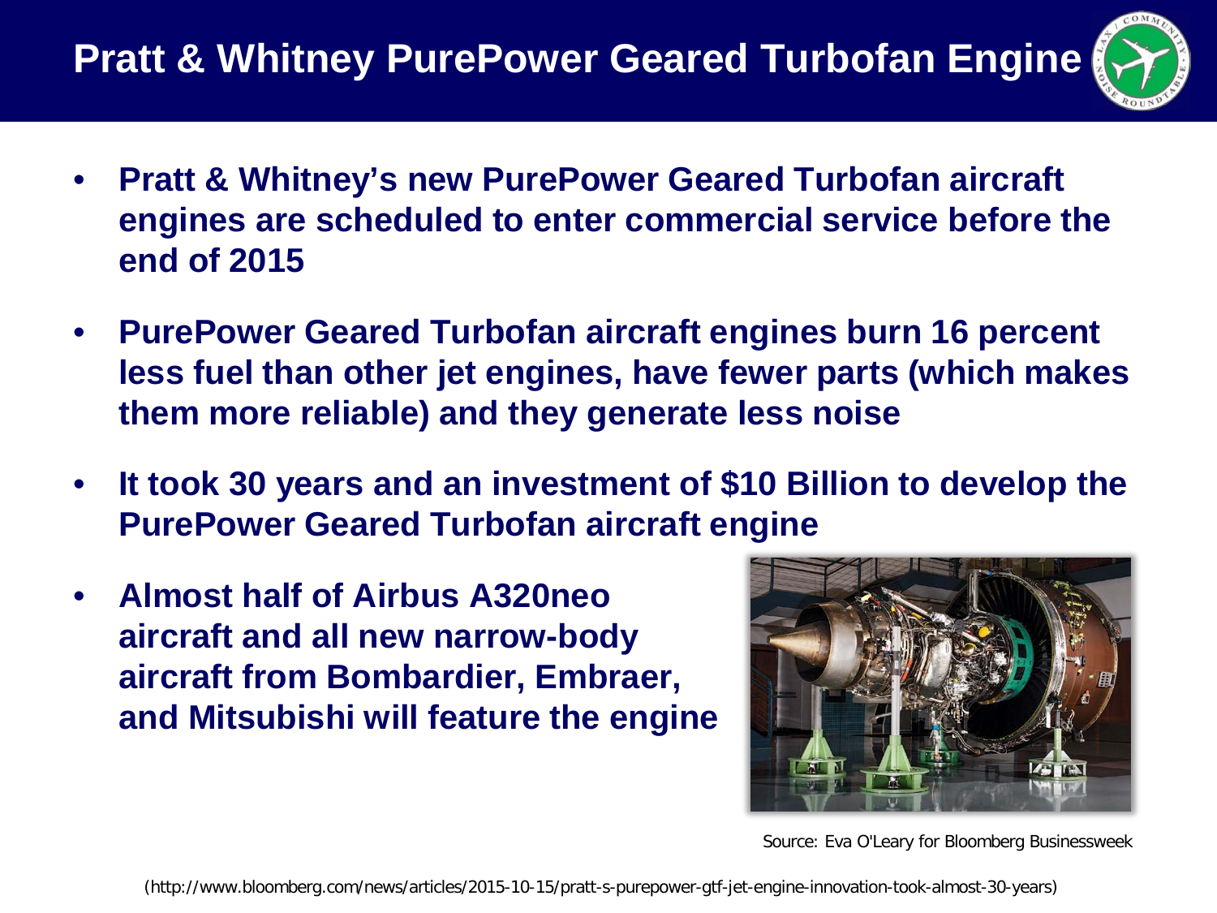# Pratt & Whitney PurePower Geared Turbofan Engine

- **Pratt & Whitney's new PurePower Geared Turbofan aircraft engines are scheduled to enter commercial service before the end of 2015**
- **PurePower Geared Turbofan aircraft engines burn 16 percent less fuel than other jet engines, have fewer parts (which makes them more reliable) and they generate less noise**
- **It took 30 years and an investment of $10 Billion to develop the PurePower Geared Turbofan aircraft engine**
- **Almost half of Airbus A320neo aircraft and all new narrow-body aircraft from Bombardier, Embraer, and Mitsubishi will feature the engine**

Source: Eva O'Leary for Bloomberg Businessweek

(http://www.bloomberg.com/news/articles/2015-10-15/pratt-s-purepower-gtf-jet-engine-innovation-took-almost-30-years)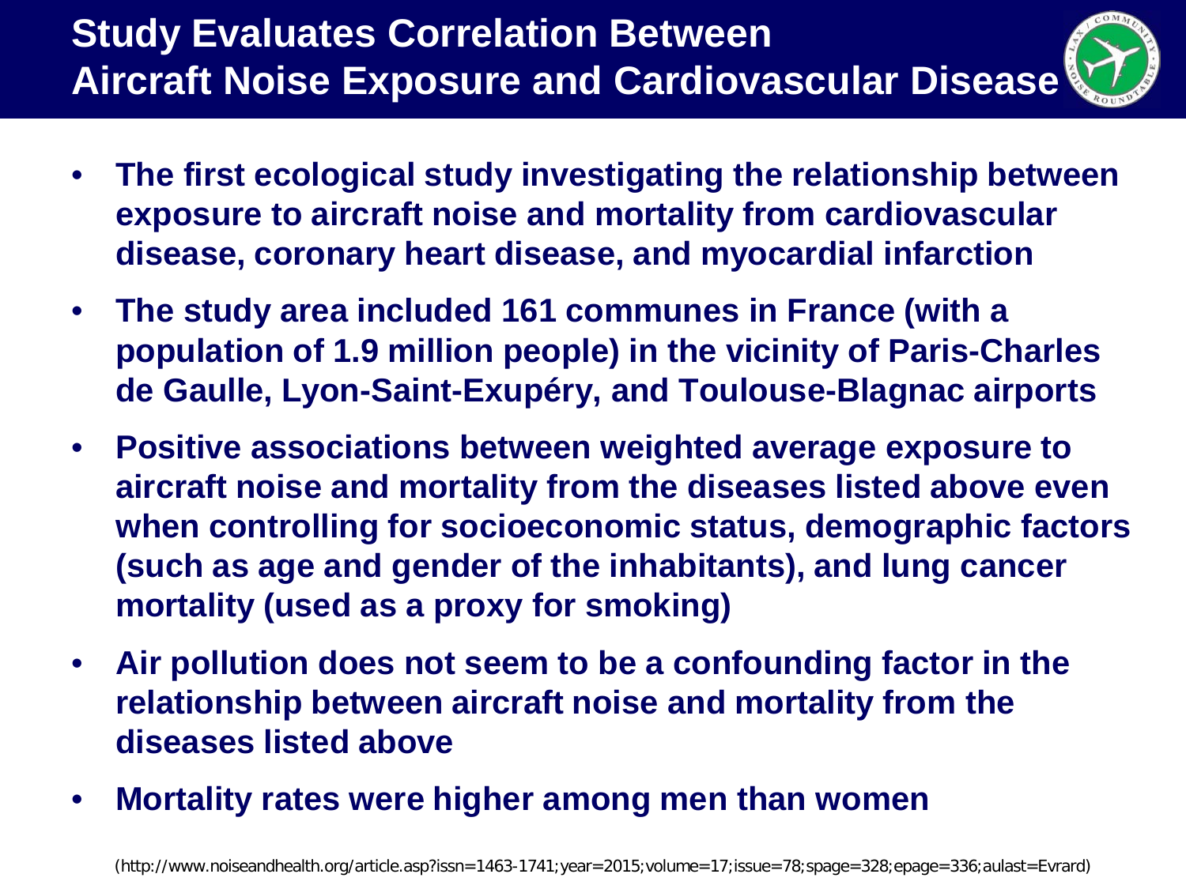# Study Evaluates Correlation Between Aircraft Noise Exposure and Cardiovascular Disease

- **The first ecological study investigating the relationship between exposure to aircraft noise and mortality from cardiovascular disease, coronary heart disease, and myocardial infarction**
- **The study area included 161 communes in France (with a population of 1.9 million people) in the vicinity of Paris-Charles de Gaulle, Lyon-Saint-Exupéry, and Toulouse-Blagnac airports**
- **Positive associations between weighted average exposure to aircraft noise and mortality from the diseases listed above even when controlling for socioeconomic status, demographic factors (such as age and gender of the inhabitants), and lung cancer mortality (used as a proxy for smoking)**
- **Air pollution does not seem to be a confounding factor in the relationship between aircraft noise and mortality from the diseases listed above**
- **Mortality rates were higher among men than women**

(http://www.noiseandhealth.org/article.asp?issn=1463-1741;year=2015;volume=17;issue=78;spage=328;epage=336;aulast=Evrard)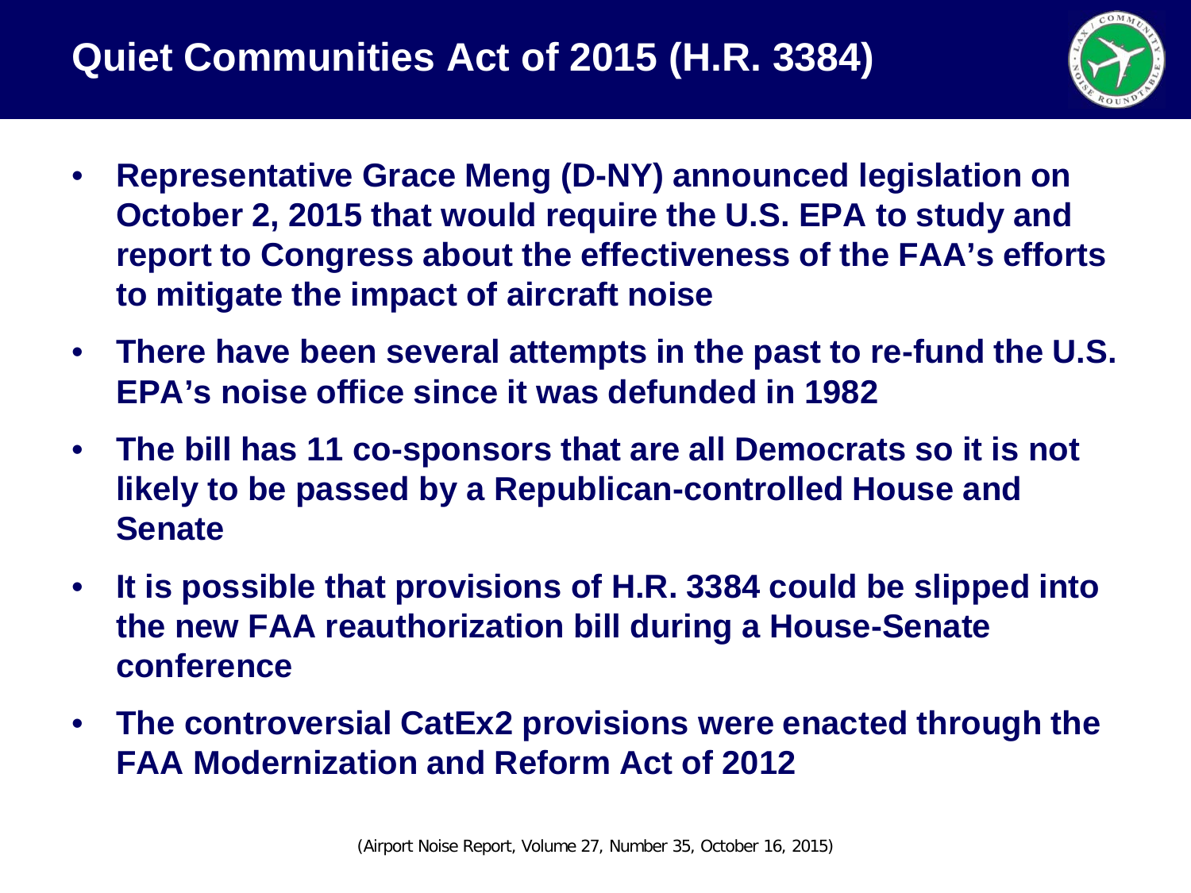# Quiet Communities Act of 2015 (H.R. 3384)

- **Representative Grace Meng (D-NY) announced legislation on October 2, 2015 that would require the U.S. EPA to study and report to Congress about the effectiveness of the FAA's efforts to mitigate the impact of aircraft noise**
- **There have been several attempts in the past to re-fund the U.S. EPA's noise office since it was defunded in 1982**
- **The bill has 11 co-sponsors that are all Democrats so it is not likely to be passed by a Republican-controlled House and Senate**
- **It is possible that provisions of H.R. 3384 could be slipped into the new FAA reauthorization bill during a House-Senate conference**
- **The controversial CatEx2 provisions were enacted through the FAA Modernization and Reform Act of 2012**

(Airport Noise Report, Volume 27, Number 35, October 16, 2015)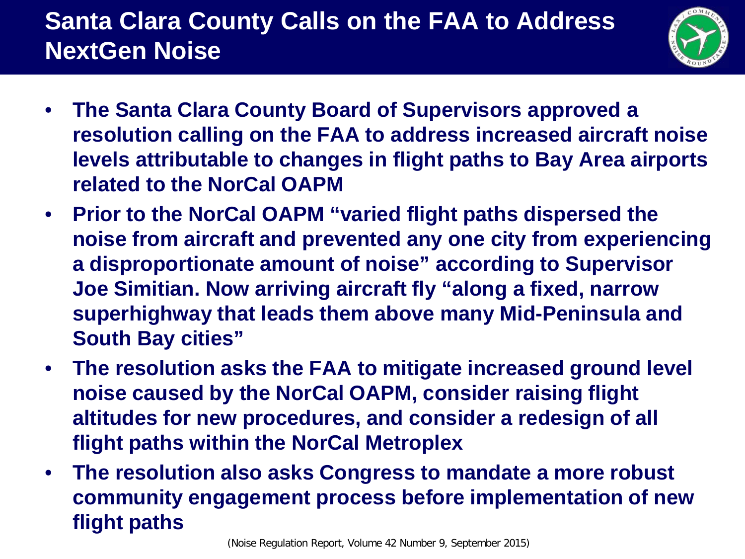# Santa Clara County Calls on the FAA to Address NextGen Noise

- **The Santa Clara County Board of Supervisors approved a resolution calling on the FAA to address increased aircraft noise levels attributable to changes in flight paths to Bay Area airports related to the NorCal OAPM**
- **Prior to the NorCal OAPM "varied flight paths dispersed the noise from aircraft and prevented any one city from experiencing a disproportionate amount of noise" according to Supervisor Joe Simitian. Now arriving aircraft fly "along a fixed, narrow superhighway that leads them above many Mid-Peninsula and South Bay cities"**
- **The resolution asks the FAA to mitigate increased ground level noise caused by the NorCal OAPM, consider raising flight altitudes for new procedures, and consider a redesign of all flight paths within the NorCal Metroplex**
- **The resolution also asks Congress to mandate a more robust community engagement process before implementation of new flight paths**

(Noise Regulation Report, Volume 42 Number 9, September 2015)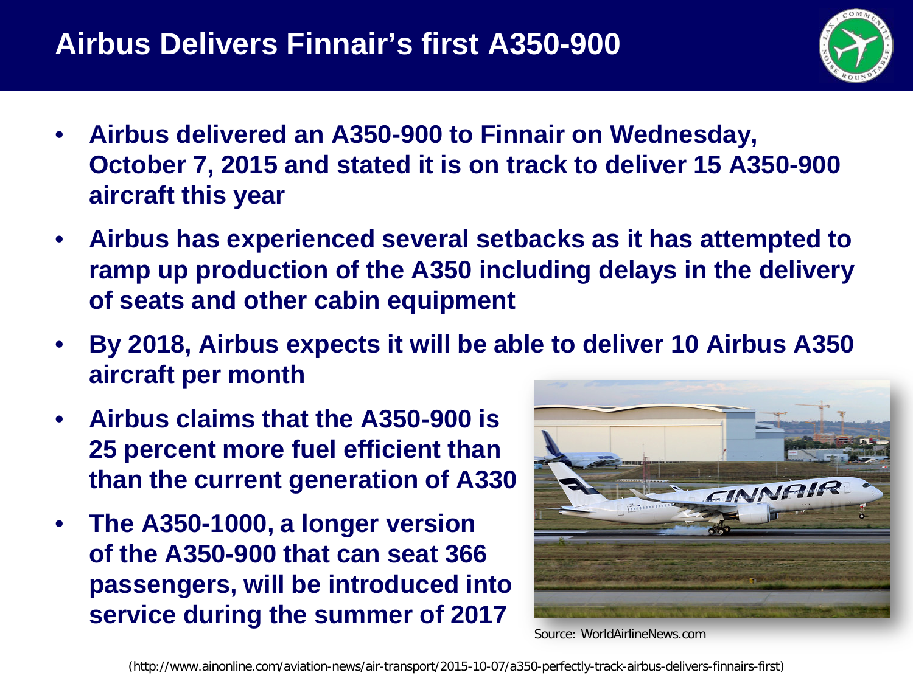# Airbus Delivers Finnair's first A350-900

- **Airbus delivered an A350-900 to Finnair on Wednesday, October 7, 2015 and stated it is on track to deliver 15 A350-900 aircraft this year**
- **Airbus has experienced several setbacks as it has attempted to ramp up production of the A350 including delays in the delivery of seats and other cabin equipment**
- **By 2018, Airbus expects it will be able to deliver 10 Airbus A350 aircraft per month**
- **Airbus claims that the A350-900 is 25 percent more fuel efficient than than the current generation of A330**
- **The A350-1000, a longer version of the A350-900 that can seat 366 passengers, will be introduced into service during the summer of 2017**

Source: WorldAirlineNews.com

(http://www.ainonline.com/aviation-news/air-transport/2015-10-07/a350-perfectly-track-airbus-delivers-finnairs-first)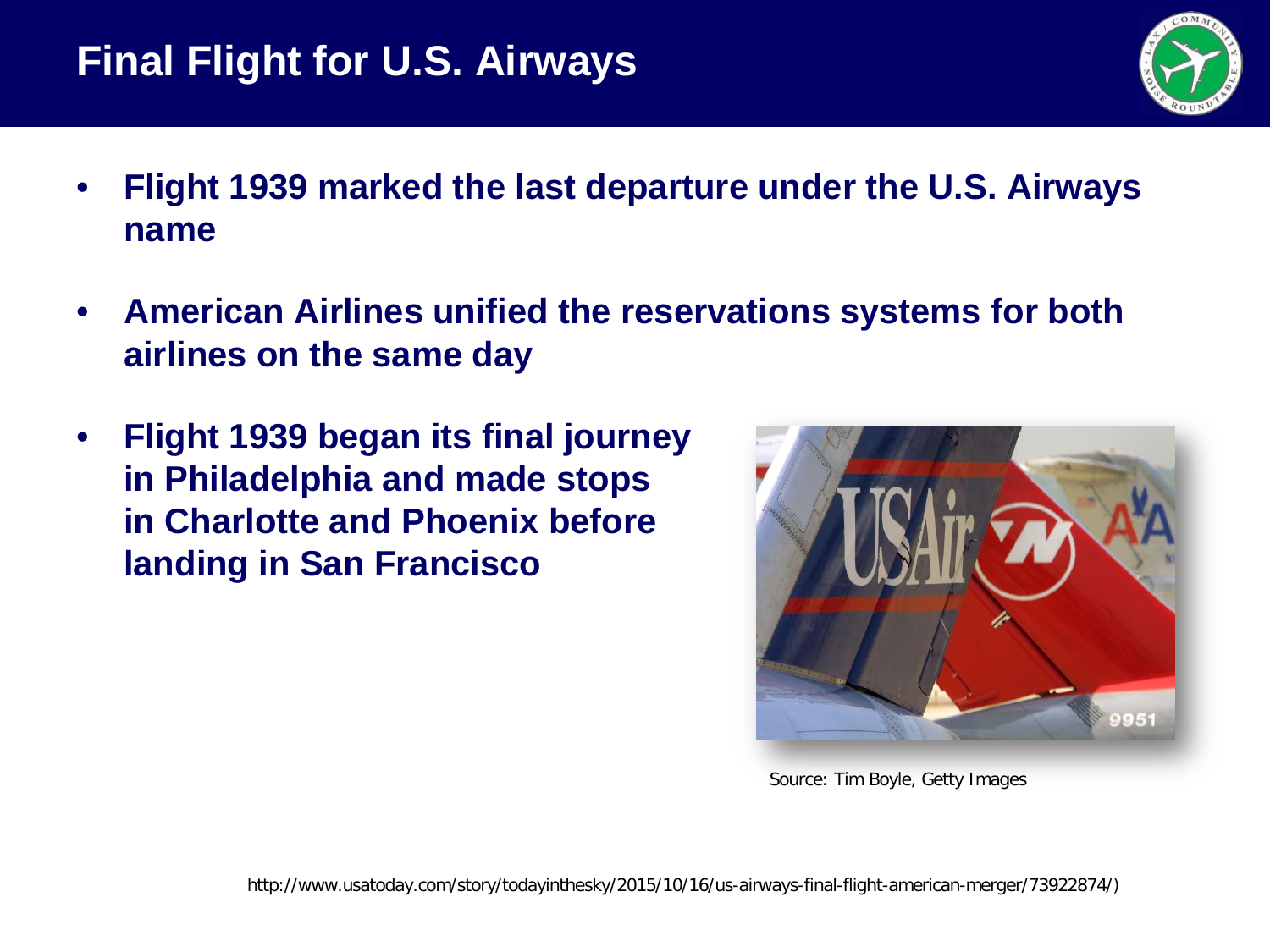# Final Flight for U.S. Airways

- **Flight 1939 marked the last departure under the U.S. Airways name**
- **American Airlines unified the reservations systems for both airlines on the same day**
- **Flight 1939 began its final journey in Philadelphia and made stops in Charlotte and Phoenix before landing in San Francisco**

Source: Tim Boyle, Getty Images

http://www.usatoday.com/story/todayinthesky/2015/10/16/us-airways-final-flight-american-merger/73922874/)